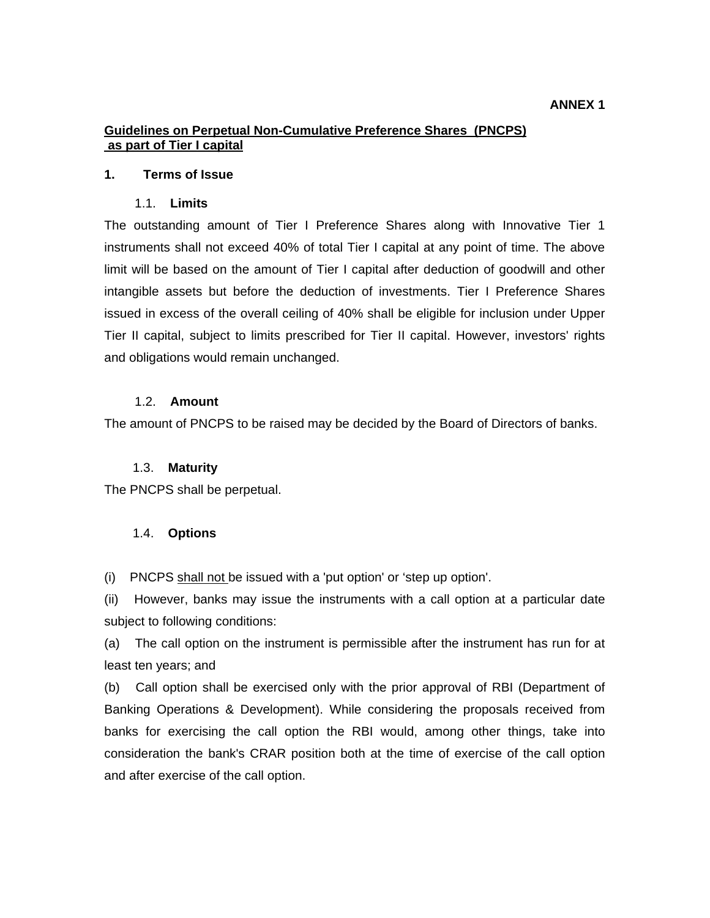**ANNEX 1**

## Guidelines on Perpetual Non-Cumulative Preference Shares (PNCPS) as part of Tier I capital

### 1. Terms of Issue

#### 1.1. Limits

The outstanding amount of Tier I Preference Shares along with Innovative Tier 1 instruments shall not exceed 40% of total Tier I capital at any point of time. The above limit will be based on the amount of Tier I capital after deduction of goodwill and other intangible assets but before the deduction of investments. Tier I Preference Shares issued in excess of the overall ceiling of 40% shall be eligible for inclusion under Upper Tier II capital, subject to limits prescribed for Tier II capital. However, investors' rights and obligations would remain unchanged.

#### 1.2. Amount

The amount of PNCPS to be raised may be decided by the Board of Directors of banks.

#### 1.3. Maturity

The PNCPS shall be perpetual.

#### 1.4. Options

(i) PNCPS <u>shall not</u> be issued with a 'put option' or 'step up option'.

(ii) However, banks may issue the instruments with a call option at a particular date subject to following conditions:

(a) The call option on the instrument is permissible after the instrument has run for at least ten years; and

(b) Call option shall be exercised only with the prior approval of RBI (Department of Banking Operations & Development). While considering the proposals received from banks for exercising the call option the RBI would, among other things, take into consideration the bank's CRAR position both at the time of exercise of the call option and after exercise of the call option.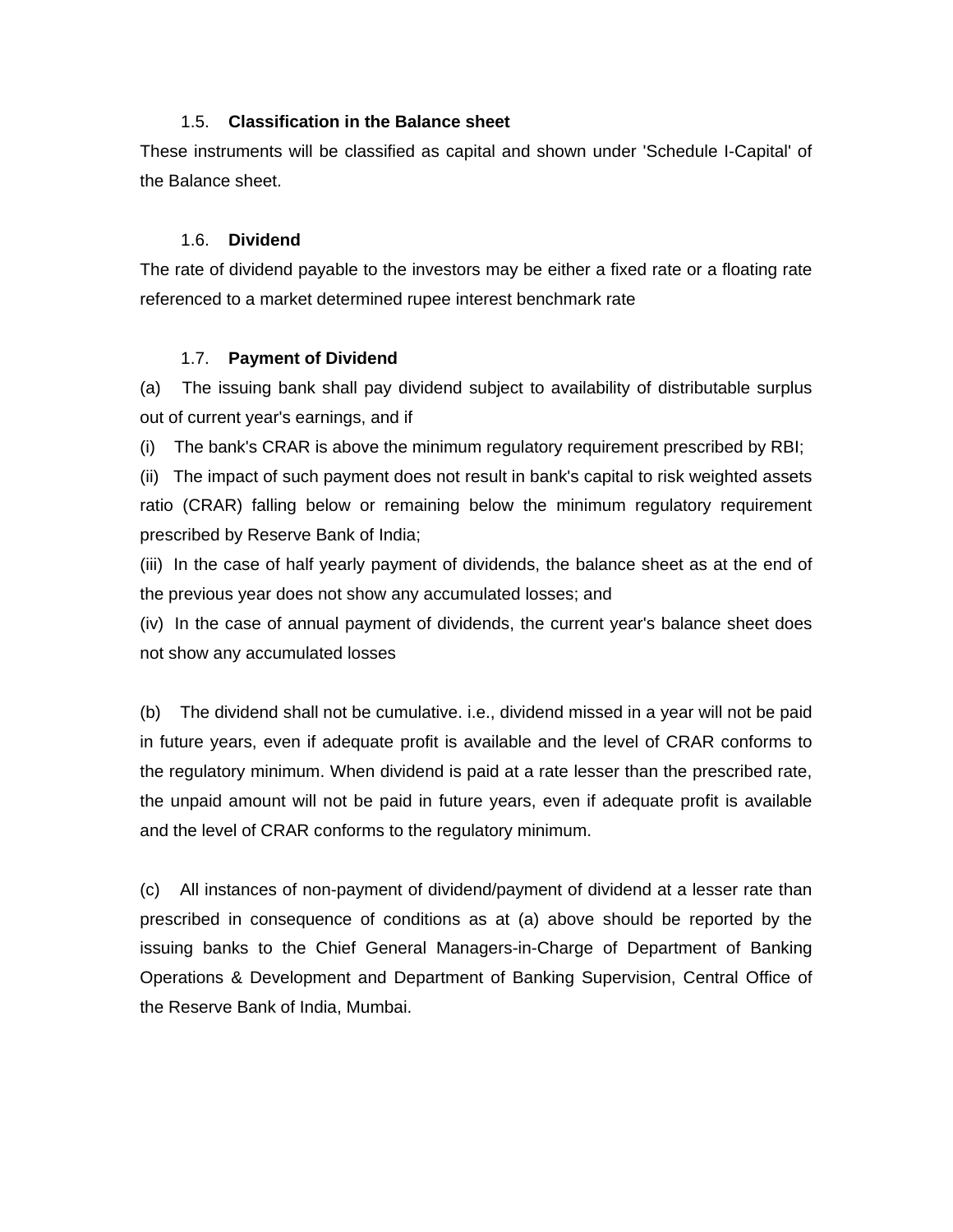### 1.5. Classification in the Balance sheet

These instruments will be classified as capital and shown under 'Schedule I-Capital' of the Balance sheet.

### 1.6. Dividend

The rate of dividend payable to the investors may be either a fixed rate or a floating rate referenced to a market determined rupee interest benchmark rate

### 1.7. Payment of Dividend

(a) The issuing bank shall pay dividend subject to availability of distributable surplus out of current year's earnings, and if

(i) The bank's CRAR is above the minimum regulatory requirement prescribed by RBI;

(ii) The impact of such payment does not result in bank's capital to risk weighted assets ratio (CRAR) falling below or remaining below the minimum regulatory requirement prescribed by Reserve Bank of India;

(iii) In the case of half yearly payment of dividends, the balance sheet as at the end of the previous year does not show any accumulated losses; and

(iv) In the case of annual payment of dividends, the current year's balance sheet does not show any accumulated losses

(b) The dividend shall not be cumulative. i.e., dividend missed in a year will not be paid in future years, even if adequate profit is available and the level of CRAR conforms to the regulatory minimum. When dividend is paid at a rate lesser than the prescribed rate, the unpaid amount will not be paid in future years, even if adequate profit is available and the level of CRAR conforms to the regulatory minimum.

(c) All instances of non-payment of dividend/payment of dividend at a lesser rate than prescribed in consequence of conditions as at (a) above should be reported by the issuing banks to the Chief General Managers-in-Charge of Department of Banking Operations & Development and Department of Banking Supervision, Central Office of the Reserve Bank of India, Mumbai.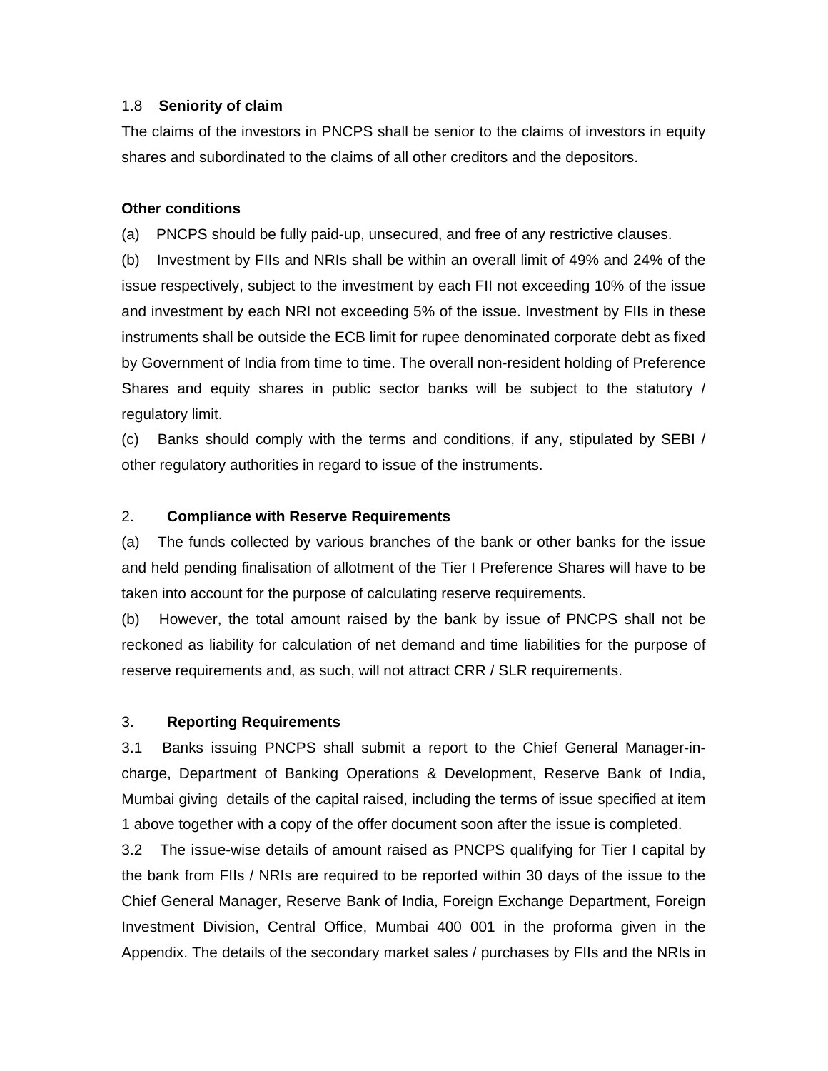1.8 **Seniority of claim**

The claims of the investors in PNCPS shall be senior to the claims of investors in equity shares and subordinated to the claims of all other creditors and the depositors.

**Other conditions**

(a) PNCPS should be fully paid-up, unsecured, and free of any restrictive clauses.

(b) Investment by FIIs and NRIs shall be within an overall limit of 49% and 24% of the issue respectively, subject to the investment by each FII not exceeding 10% of the issue and investment by each NRI not exceeding 5% of the issue. Investment by FIIs in these instruments shall be outside the ECB limit for rupee denominated corporate debt as fixed by Government of India from time to time. The overall non-resident holding of Preference Shares and equity shares in public sector banks will be subject to the statutory / regulatory limit.

(c) Banks should comply with the terms and conditions, if any, stipulated by SEBI / other regulatory authorities in regard to issue of the instruments.

2. **Compliance with Reserve Requirements**

(a) The funds collected by various branches of the bank or other banks for the issue and held pending finalisation of allotment of the Tier I Preference Shares will have to be taken into account for the purpose of calculating reserve requirements.

(b) However, the total amount raised by the bank by issue of PNCPS shall not be reckoned as liability for calculation of net demand and time liabilities for the purpose of reserve requirements and, as such, will not attract CRR / SLR requirements.

3. **Reporting Requirements**

3.1 Banks issuing PNCPS shall submit a report to the Chief General Manager-in-charge, Department of Banking Operations & Development, Reserve Bank of India, Mumbai giving details of the capital raised, including the terms of issue specified at item 1 above together with a copy of the offer document soon after the issue is completed.

3.2 The issue-wise details of amount raised as PNCPS qualifying for Tier I capital by the bank from FIIs / NRIs are required to be reported within 30 days of the issue to the Chief General Manager, Reserve Bank of India, Foreign Exchange Department, Foreign Investment Division, Central Office, Mumbai 400 001 in the proforma given in the Appendix. The details of the secondary market sales / purchases by FIIs and the NRIs in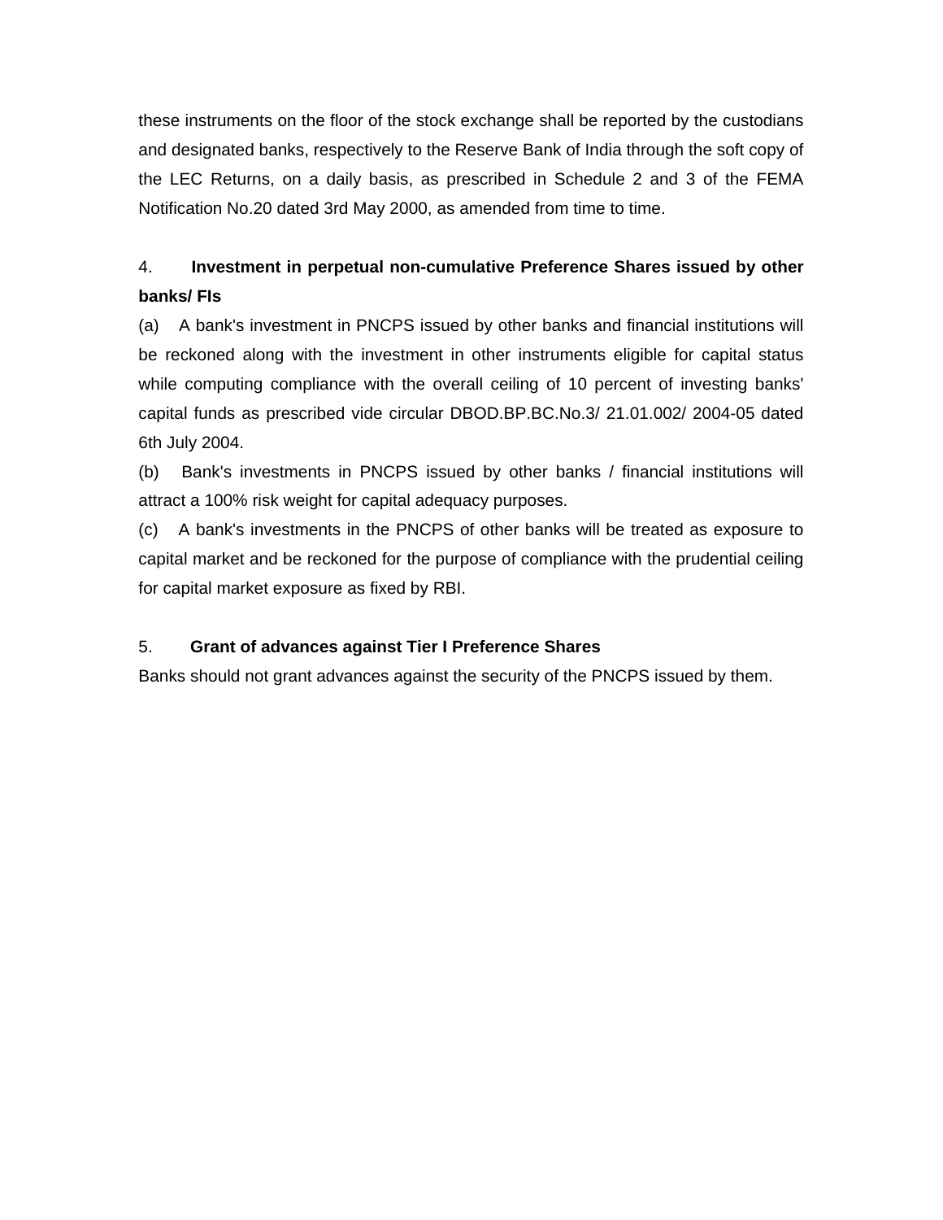these instruments on the floor of the stock exchange shall be reported by the custodians and designated banks, respectively to the Reserve Bank of India through the soft copy of the LEC Returns, on a daily basis, as prescribed in Schedule 2 and 3 of the FEMA Notification No.20 dated 3rd May 2000, as amended from time to time.

4. **Investment in perpetual non-cumulative Preference Shares issued by other banks/ FIs**

(a) A bank's investment in PNCPS issued by other banks and financial institutions will be reckoned along with the investment in other instruments eligible for capital status while computing compliance with the overall ceiling of 10 percent of investing banks' capital funds as prescribed vide circular DBOD.BP.BC.No.3/ 21.01.002/ 2004-05 dated 6th July 2004.

(b) Bank's investments in PNCPS issued by other banks / financial institutions will attract a 100% risk weight for capital adequacy purposes.

(c) A bank's investments in the PNCPS of other banks will be treated as exposure to capital market and be reckoned for the purpose of compliance with the prudential ceiling for capital market exposure as fixed by RBI.

5. **Grant of advances against Tier I Preference Shares**

Banks should not grant advances against the security of the PNCPS issued by them.